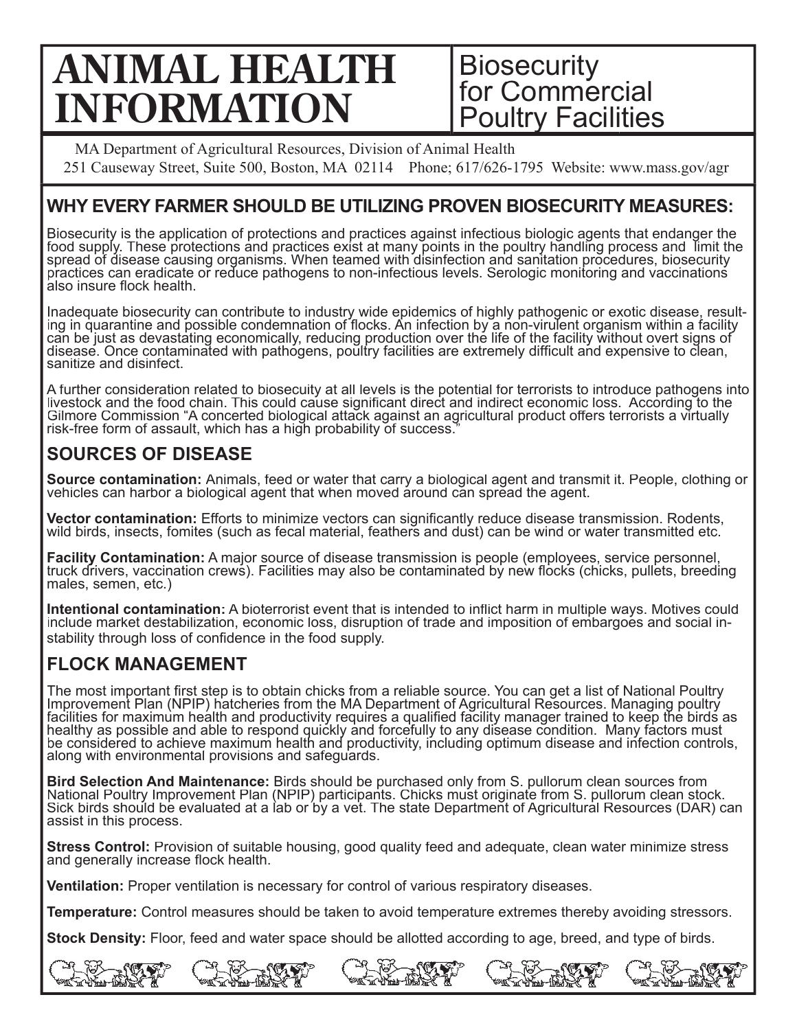# ANIMAL HEALTH INFORMATION

## Biosecurity for Commercial Poultry Facilities

MA Department of Agricultural Resources, Division of Animal Health
251 Causeway Street, Suite 500, Boston, MA 02114 Phone; 617/626-1795 Website: www.mass.gov/agr

## WHY EVERY FARMER SHOULD BE UTILIZING PROVEN BIOSECURITY MEASURES:

Biosecurity is the application of protections and practices against infectious biologic agents that endanger the food supply. These protections and practices exist at many points in the poultry handling process and limit the spread of disease causing organisms. When teamed with disinfection and sanitation procedures, biosecurity practices can eradicate or reduce pathogens to non-infectious levels. Serologic monitoring and vaccinations also insure flock health.

Inadequate biosecurity can contribute to industry wide epidemics of highly pathogenic or exotic disease, resulting in quarantine and possible condemnation of flocks. An infection by a non-virulent organism within a facility can be just as devastating economically, reducing production over the life of the facility without overt signs of disease. Once contaminated with pathogens, poultry facilities are extremely difficult and expensive to clean, sanitize and disinfect.

A further consideration related to biosecuity at all levels is the potential for terrorists to introduce pathogens into livestock and the food chain. This could cause significant direct and indirect economic loss. According to the Gilmore Commission "A concerted biological attack against an agricultural product offers terrorists a virtually risk-free form of assault, which has a high probability of success."

## SOURCES OF DISEASE

**Source contamination:** Animals, feed or water that carry a biological agent and transmit it. People, clothing or vehicles can harbor a biological agent that when moved around can spread the agent.

**Vector contamination:** Efforts to minimize vectors can significantly reduce disease transmission. Rodents, wild birds, insects, fomites (such as fecal material, feathers and dust) can be wind or water transmitted etc.

**Facility Contamination:** A major source of disease transmission is people (employees, service personnel, truck drivers, vaccination crews). Facilities may also be contaminated by new flocks (chicks, pullets, breeding males, semen, etc.)

**Intentional contamination:** A bioterrorist event that is intended to inflict harm in multiple ways. Motives could include market destabilization, economic loss, disruption of trade and imposition of embargoes and social instability through loss of confidence in the food supply.

## FLOCK MANAGEMENT

The most important first step is to obtain chicks from a reliable source. You can get a list of National Poultry Improvement Plan (NPIP) hatcheries from the MA Department of Agricultural Resources. Managing poultry facilities for maximum health and productivity requires a qualified facility manager trained to keep the birds as healthy as possible and able to respond quickly and forcefully to any disease condition. Many factors must be considered to achieve maximum health and productivity, including optimum disease and infection controls, along with environmental provisions and safeguards.

**Bird Selection And Maintenance:** Birds should be purchased only from S. pullorum clean sources from National Poultry Improvement Plan (NPIP) participants. Chicks must originate from S. pullorum clean stock. Sick birds should be evaluated at a lab or by a vet. The state Department of Agricultural Resources (DAR) can assist in this process.

**Stress Control:** Provision of suitable housing, good quality feed and adequate, clean water minimize stress and generally increase flock health.

**Ventilation:** Proper ventilation is necessary for control of various respiratory diseases.

**Temperature:** Control measures should be taken to avoid temperature extremes thereby avoiding stressors.

**Stock Density:** Floor, feed and water space should be allotted according to age, breed, and type of birds.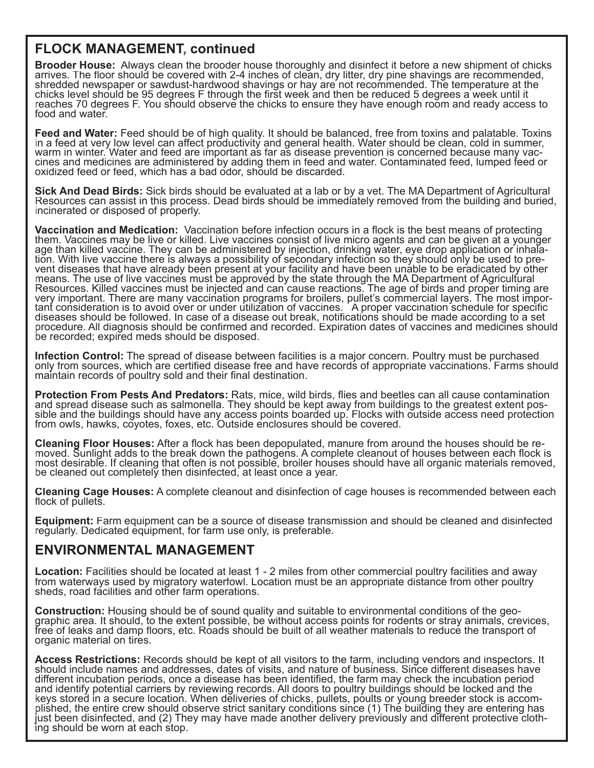## FLOCK MANAGEMENT, continued

**Brooder House:** Always clean the brooder house thoroughly and disinfect it before a new shipment of chicks arrives. The floor should be covered with 2-4 inches of clean, dry litter, dry pine shavings are recommended, shredded newspaper or sawdust-hardwood shavings or hay are not recommended. The temperature at the chicks level should be 95 degrees F through the first week and then be reduced 5 degrees a week until it reaches 70 degrees F. You should observe the chicks to ensure they have enough room and ready access to food and water.

**Feed and Water:** Feed should be of high quality. It should be balanced, free from toxins and palatable. Toxins in a feed at very low level can affect productivity and general health. Water should be clean, cold in summer, warm in winter. Water and feed are important as far as disease prevention is concerned because many vaccines and medicines are administered by adding them in feed and water. Contaminated feed, lumped feed or oxidized feed or feed, which has a bad odor, should be discarded.

**Sick And Dead Birds:** Sick birds should be evaluated at a lab or by a vet. The MA Department of Agricultural Resources can assist in this process. Dead birds should be immediately removed from the building and buried, incinerated or disposed of properly.

**Vaccination and Medication:** Vaccination before infection occurs in a flock is the best means of protecting them. Vaccines may be live or killed. Live vaccines consist of live micro agents and can be given at a younger age than killed vaccine. They can be administered by injection, drinking water, eye drop application or inhalation. With live vaccine there is always a possibility of secondary infection so they should only be used to prevent diseases that have already been present at your facility and have been unable to be eradicated by other means. The use of live vaccines must be approved by the state through the MA Department of Agricultural Resources. Killed vaccines must be injected and can cause reactions. The age of birds and proper timing are very important. There are many vaccination programs for broilers, pullet's commercial layers. The most important consideration is to avoid over or under utilization of vaccines. A proper vaccination schedule for specific diseases should be followed. In case of a disease out break, notifications should be made according to a set procedure. All diagnosis should be confirmed and recorded. Expiration dates of vaccines and medicines should be recorded; expired meds should be disposed.

**Infection Control:** The spread of disease between facilities is a major concern. Poultry must be purchased only from sources, which are certified disease free and have records of appropriate vaccinations. Farms should maintain records of poultry sold and their final destination.

**Protection From Pests And Predators:** Rats, mice, wild birds, flies and beetles can all cause contamination and spread disease such as salmonella. They should be kept away from buildings to the greatest extent possible and the buildings should have any access points boarded up. Flocks with outside access need protection from owls, hawks, coyotes, foxes, etc. Outside enclosures should be covered.

**Cleaning Floor Houses:** After a flock has been depopulated, manure from around the houses should be removed. Sunlight adds to the break down the pathogens. A complete cleanout of houses between each flock is most desirable. If cleaning that often is not possible, broiler houses should have all organic materials removed, be cleaned out completely then disinfected, at least once a year.

**Cleaning Cage Houses:** A complete cleanout and disinfection of cage houses is recommended between each flock of pullets.

**Equipment:** Farm equipment can be a source of disease transmission and should be cleaned and disinfected regularly. Dedicated equipment, for farm use only, is preferable.

## ENVIRONMENTAL MANAGEMENT

**Location:** Facilities should be located at least 1 - 2 miles from other commercial poultry facilities and away from waterways used by migratory waterfowl. Location must be an appropriate distance from other poultry sheds, road facilities and other farm operations.

**Construction:** Housing should be of sound quality and suitable to environmental conditions of the geographic area. It should, to the extent possible, be without access points for rodents or stray animals, crevices, free of leaks and damp floors, etc. Roads should be built of all weather materials to reduce the transport of organic material on tires.

**Access Restrictions:** Records should be kept of all visitors to the farm, including vendors and inspectors. It should include names and addresses, dates of visits, and nature of business. Since different diseases have different incubation periods, once a disease has been identified, the farm may check the incubation period and identify potential carriers by reviewing records. All doors to poultry buildings should be locked and the keys stored in a secure location. When deliveries of chicks, pullets, poults or young breeder stock is accomplished, the entire crew should observe strict sanitary conditions since (1) The building they are entering has just been disinfected, and (2) They may have made another delivery previously and different protective clothing should be worn at each stop.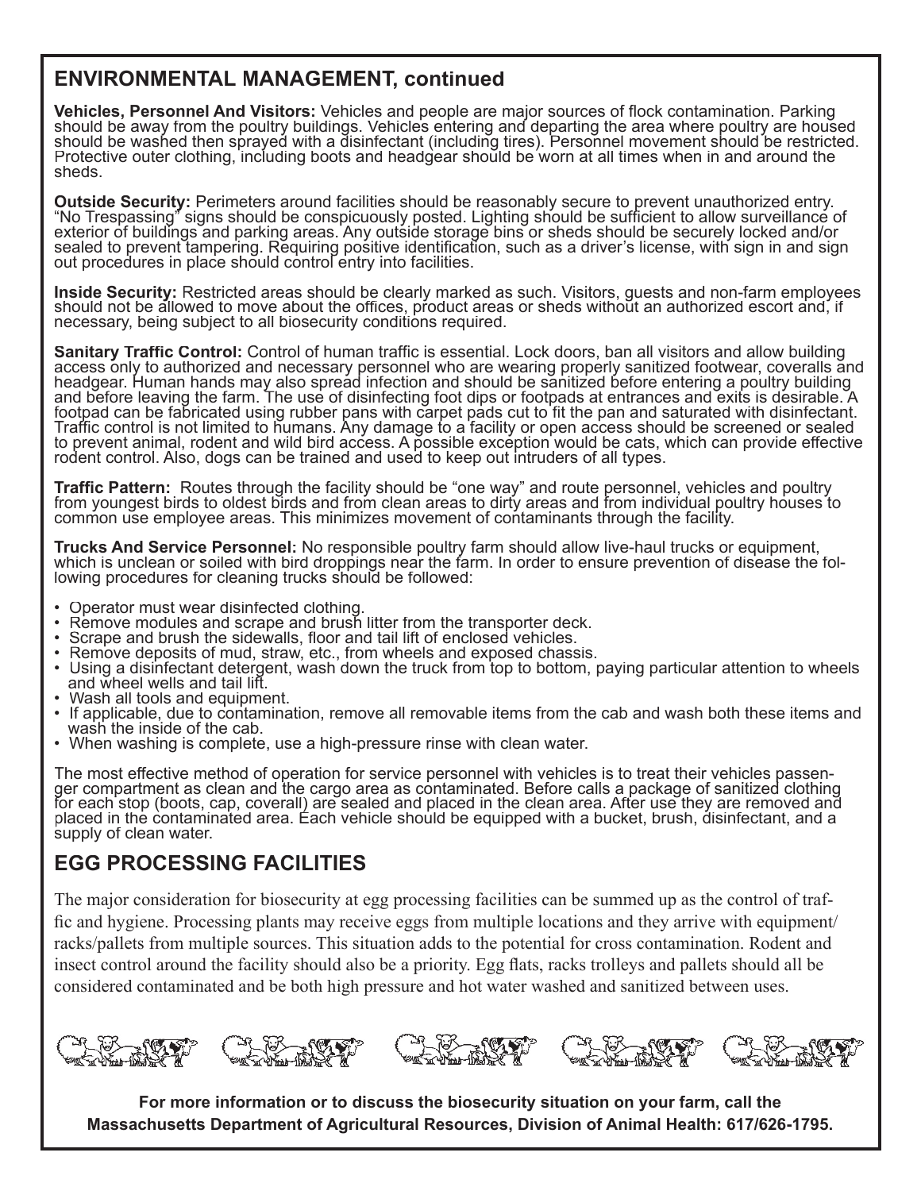## ENVIRONMENTAL MANAGEMENT, continued

**Vehicles, Personnel And Visitors:** Vehicles and people are major sources of flock contamination. Parking should be away from the poultry buildings. Vehicles entering and departing the area where poultry are housed should be washed then sprayed with a disinfectant (including tires). Personnel movement should be restricted. Protective outer clothing, including boots and headgear should be worn at all times when in and around the sheds.

**Outside Security:** Perimeters around facilities should be reasonably secure to prevent unauthorized entry. "No Trespassing" signs should be conspicuously posted. Lighting should be sufficient to allow surveillance of exterior of buildings and parking areas. Any outside storage bins or sheds should be securely locked and/or sealed to prevent tampering. Requiring positive identification, such as a driver's license, with sign in and sign out procedures in place should control entry into facilities.

**Inside Security:** Restricted areas should be clearly marked as such. Visitors, guests and non-farm employees should not be allowed to move about the offices, product areas or sheds without an authorized escort and, if necessary, being subject to all biosecurity conditions required.

**Sanitary Traffic Control:** Control of human traffic is essential. Lock doors, ban all visitors and allow building access only to authorized and necessary personnel who are wearing properly sanitized footwear, coveralls and headgear. Human hands may also spread infection and should be sanitized before entering a poultry building and before leaving the farm. The use of disinfecting foot dips or footpads at entrances and exits is desirable. A footpad can be fabricated using rubber pans with carpet pads cut to fit the pan and saturated with disinfectant. Traffic control is not limited to humans. Any damage to a facility or open access should be screened or sealed to prevent animal, rodent and wild bird access. A possible exception would be cats, which can provide effective rodent control. Also, dogs can be trained and used to keep out intruders of all types.

**Traffic Pattern:** Routes through the facility should be "one way" and route personnel, vehicles and poultry from youngest birds to oldest birds and from clean areas to dirty areas and from individual poultry houses to common use employee areas. This minimizes movement of contaminants through the facility.

**Trucks And Service Personnel:** No responsible poultry farm should allow live-haul trucks or equipment, which is unclean or soiled with bird droppings near the farm. In order to ensure prevention of disease the following procedures for cleaning trucks should be followed:

- Operator must wear disinfected clothing.
- Remove modules and scrape and brush litter from the transporter deck.
- Scrape and brush the sidewalls, floor and tail lift of enclosed vehicles.
- Remove deposits of mud, straw, etc., from wheels and exposed chassis.
- Using a disinfectant detergent, wash down the truck from top to bottom, paying particular attention to wheels and wheel wells and tail lift.
- Wash all tools and equipment.
- If applicable, due to contamination, remove all removable items from the cab and wash both these items and wash the inside of the cab.
- When washing is complete, use a high-pressure rinse with clean water.

The most effective method of operation for service personnel with vehicles is to treat their vehicles passenger compartment as clean and the cargo area as contaminated. Before calls a package of sanitized clothing for each stop (boots, cap, coverall) are sealed and placed in the clean area. After use they are removed and placed in the contaminated area. Each vehicle should be equipped with a bucket, brush, disinfectant, and a supply of clean water.

## EGG PROCESSING FACILITIES

The major consideration for biosecurity at egg processing facilities can be summed up as the control of traffic and hygiene. Processing plants may receive eggs from multiple locations and they arrive with equipment/racks/pallets from multiple sources. This situation adds to the potential for cross contamination. Rodent and insect control around the facility should also be a priority. Egg flats, racks trolleys and pallets should all be considered contaminated and be both high pressure and hot water washed and sanitized between uses.

**For more information or to discuss the biosecurity situation on your farm, call the Massachusetts Department of Agricultural Resources, Division of Animal Health: 617/626-1795.**